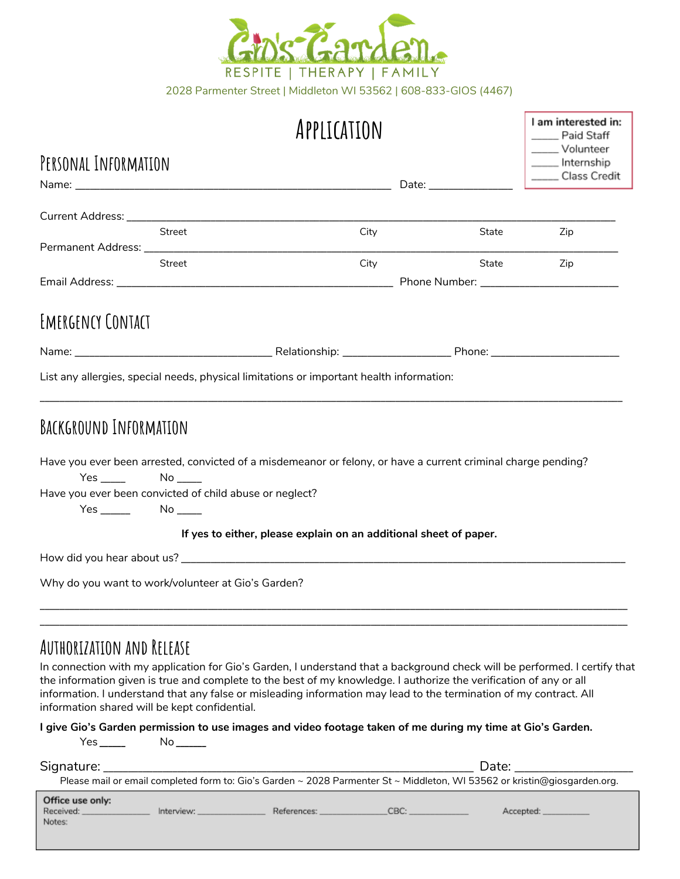# Gio's Garden

RESPITE | THERAPY | FAMILY

2028 Parmenter Street | Middleton WI 53562 | 608-833-GIOS (4467)

# Application

**I am interested in:**
_____ Paid Staff
_____ Volunteer
_____ Internship
_____ Class Credit

## Personal Information

Name: ______________________________________________________ Date: ______________

Current Address: ____________________________________________________________________
Street City State Zip

Permanent Address: __________________________________________________________________
Street City State Zip

Email Address: ________________________________________________ Phone Number: ________________________

## Emergency Contact

Name: __________________________________ Relationship: __________________ Phone: ______________________

List any allergies, special needs, physical limitations or important health information:

____________________________________________________________________________________________________

## Background Information

Have you ever been arrested, convicted of a misdemeanor or felony, or have a current criminal charge pending?

Yes ____ No ____

Have you ever been convicted of child abuse or neglect?

Yes _____ No ____

**If yes to either, please explain on an additional sheet of paper.**

How did you hear about us? ______________________________________________________________________________

Why do you want to work/volunteer at Gio's Garden?

____________________________________________________________________________________________________
____________________________________________________________________________________________________

## Authorization and Release

In connection with my application for Gio's Garden, I understand that a background check will be performed. I certify that the information given is true and complete to the best of my knowledge. I authorize the verification of any or all information. I understand that any false or misleading information may lead to the termination of my contract. All information shared will be kept confidential.

**I give Gio's Garden permission to use images and video footage taken of me during my time at Gio's Garden.**

Yes ____ No _____

Signature: _______________________________________________________________ Date: __________________

Please mail or email completed form to: Gio's Garden ~ 2028 Parmenter St ~ Middleton, WI 53562 or kristin@giosgarden.org.

**Office use only:**
Received: ______________ Interview: ______________ References: ______________ CBC: _____________ Accepted: __________
Notes: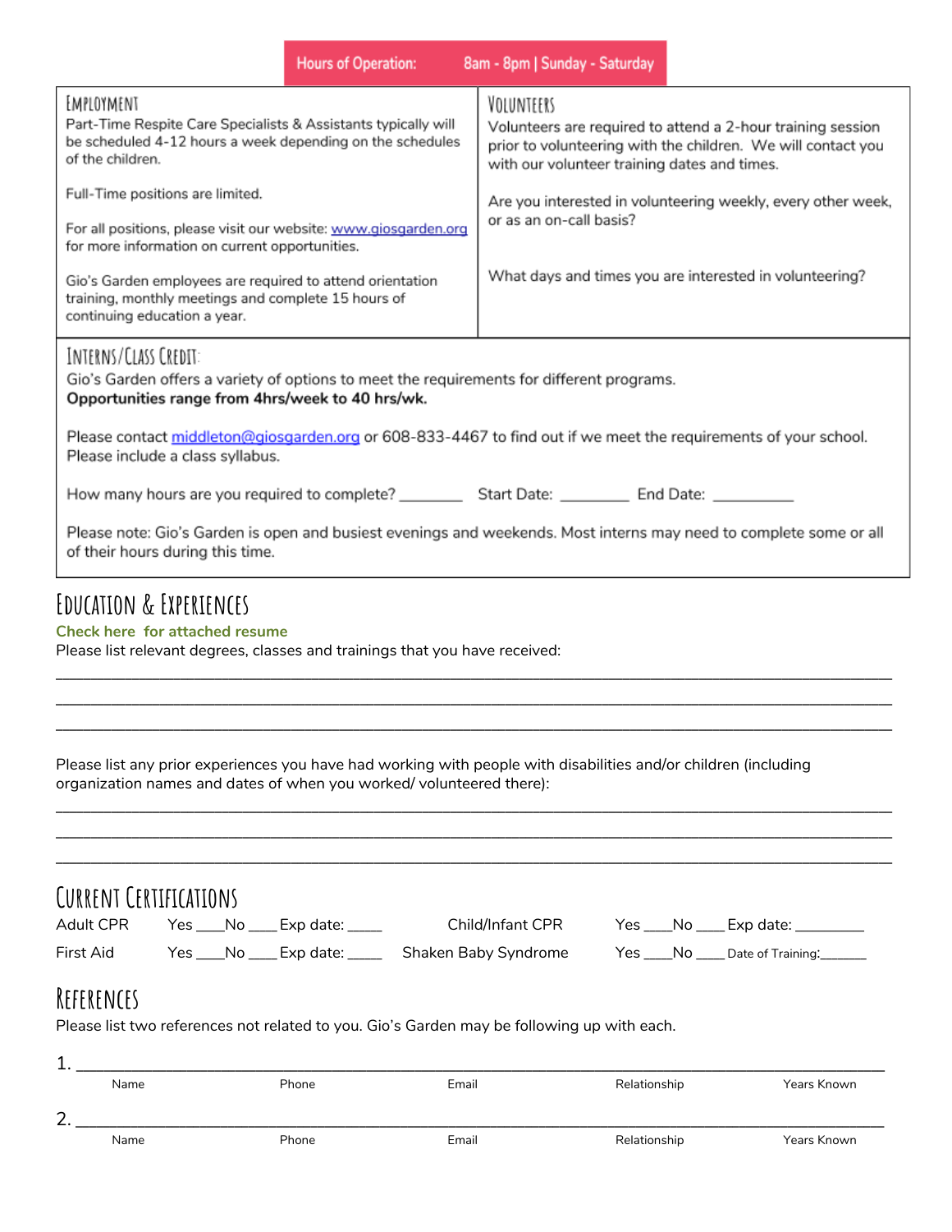**Hours of Operation:** 8am - 8pm | Sunday - Saturday

## Employment

Part-Time Respite Care Specialists & Assistants typically will be scheduled 4-12 hours a week depending on the schedules of the children.

Full-Time positions are limited.

For all positions, please visit our website: www.giosgarden.org for more information on current opportunities.

Gio's Garden employees are required to attend orientation training, monthly meetings and complete 15 hours of continuing education a year.

## Volunteers

Volunteers are required to attend a 2-hour training session prior to volunteering with the children. We will contact you with our volunteer training dates and times.

Are you interested in volunteering weekly, every other week, or as an on-call basis?

What days and times you are interested in volunteering?

## Interns/Class Credit:

Gio's Garden offers a variety of options to meet the requirements for different programs.
**Opportunities range from 4hrs/week to 40 hrs/wk.**

Please contact middleton@giosgarden.org or 608-833-4467 to find out if we meet the requirements of your school. Please include a class syllabus.

How many hours are you required to complete? ________ Start Date: ________ End Date: __________

Please note: Gio's Garden is open and busiest evenings and weekends. Most interns may need to complete some or all of their hours during this time.

## Education & Experiences

**Check here for attached resume**

Please list relevant degrees, classes and trainings that you have received:

______________________________________________________________________________

______________________________________________________________________________

______________________________________________________________________________

Please list any prior experiences you have had working with people with disabilities and/or children (including organization names and dates of when you worked/ volunteered there):

______________________________________________________________________________

______________________________________________________________________________

______________________________________________________________________________

## Current Certifications

Adult CPR Yes ____No ____Exp date: _____ Child/Infant CPR Yes ____No ____Exp date: _________

First Aid Yes ____No ____Exp date: _____ Shaken Baby Syndrome Yes ____No ____Date of Training:______

## References

Please list two references not related to you. Gio's Garden may be following up with each.

1. ______________________________________________________________________________
Name Phone Email Relationship Years Known

2. ______________________________________________________________________________
Name Phone Email Relationship Years Known